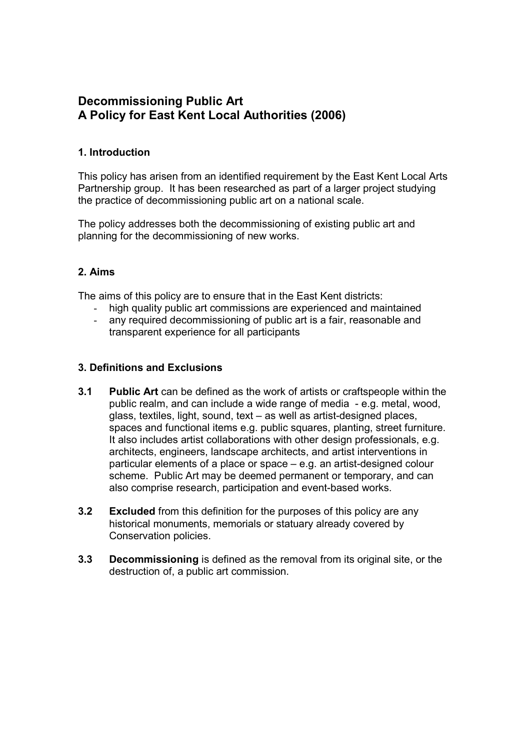# Decommissioning Public Art
# A Policy for East Kent Local Authorities (2006)

## 1. Introduction

This policy has arisen from an identified requirement by the East Kent Local Arts Partnership group. It has been researched as part of a larger project studying the practice of decommissioning public art on a national scale.

The policy addresses both the decommissioning of existing public art and planning for the decommissioning of new works.

## 2. Aims

The aims of this policy are to ensure that in the East Kent districts:

- high quality public art commissions are experienced and maintained
- any required decommissioning of public art is a fair, reasonable and transparent experience for all participants

## 3. Definitions and Exclusions

**3.1** **Public Art** can be defined as the work of artists or craftspeople within the public realm, and can include a wide range of media - e.g. metal, wood, glass, textiles, light, sound, text – as well as artist-designed places, spaces and functional items e.g. public squares, planting, street furniture. It also includes artist collaborations with other design professionals, e.g. architects, engineers, landscape architects, and artist interventions in particular elements of a place or space – e.g. an artist-designed colour scheme. Public Art may be deemed permanent or temporary, and can also comprise research, participation and event-based works.

**3.2** **Excluded** from this definition for the purposes of this policy are any historical monuments, memorials or statuary already covered by Conservation policies.

**3.3** **Decommissioning** is defined as the removal from its original site, or the destruction of, a public art commission.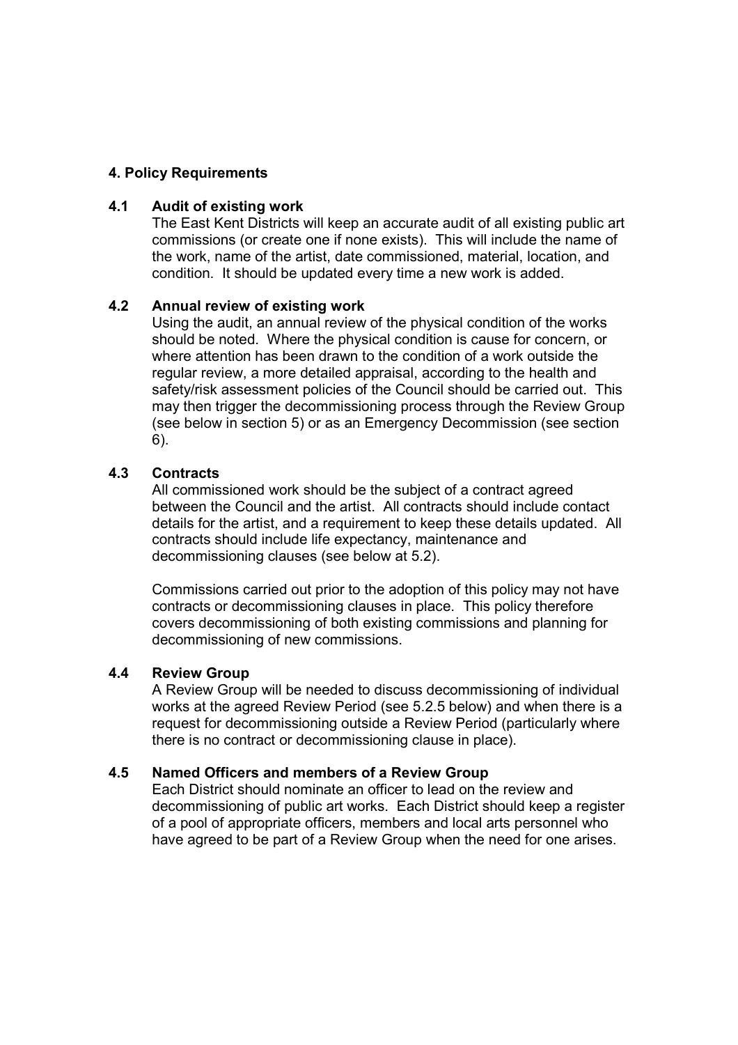## 4. Policy Requirements

### 4.1 Audit of existing work

The East Kent Districts will keep an accurate audit of all existing public art commissions (or create one if none exists). This will include the name of the work, name of the artist, date commissioned, material, location, and condition. It should be updated every time a new work is added.

### 4.2 Annual review of existing work

Using the audit, an annual review of the physical condition of the works should be noted. Where the physical condition is cause for concern, or where attention has been drawn to the condition of a work outside the regular review, a more detailed appraisal, according to the health and safety/risk assessment policies of the Council should be carried out. This may then trigger the decommissioning process through the Review Group (see below in section 5) or as an Emergency Decommission (see section 6).

### 4.3 Contracts

All commissioned work should be the subject of a contract agreed between the Council and the artist. All contracts should include contact details for the artist, and a requirement to keep these details updated. All contracts should include life expectancy, maintenance and decommissioning clauses (see below at 5.2).

Commissions carried out prior to the adoption of this policy may not have contracts or decommissioning clauses in place. This policy therefore covers decommissioning of both existing commissions and planning for decommissioning of new commissions.

### 4.4 Review Group

A Review Group will be needed to discuss decommissioning of individual works at the agreed Review Period (see 5.2.5 below) and when there is a request for decommissioning outside a Review Period (particularly where there is no contract or decommissioning clause in place).

### 4.5 Named Officers and members of a Review Group

Each District should nominate an officer to lead on the review and decommissioning of public art works. Each District should keep a register of a pool of appropriate officers, members and local arts personnel who have agreed to be part of a Review Group when the need for one arises.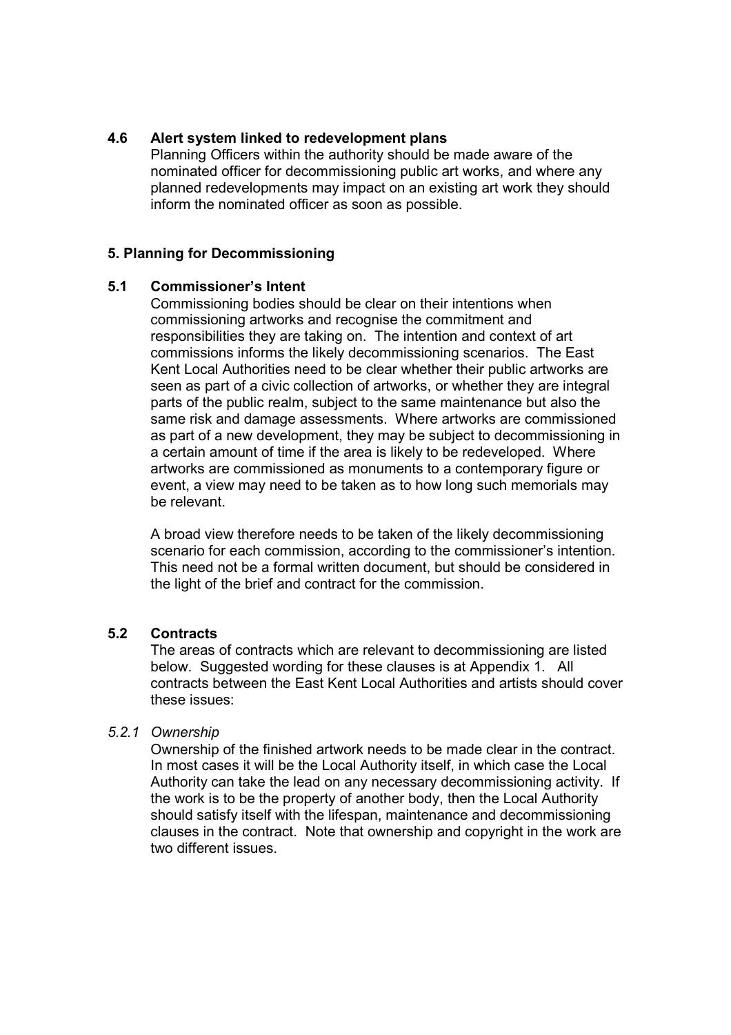### 4.6 Alert system linked to redevelopment plans

Planning Officers within the authority should be made aware of the nominated officer for decommissioning public art works, and where any planned redevelopments may impact on an existing art work they should inform the nominated officer as soon as possible.

## 5. Planning for Decommissioning

### 5.1 Commissioner's Intent

Commissioning bodies should be clear on their intentions when commissioning artworks and recognise the commitment and responsibilities they are taking on. The intention and context of art commissions informs the likely decommissioning scenarios. The East Kent Local Authorities need to be clear whether their public artworks are seen as part of a civic collection of artworks, or whether they are integral parts of the public realm, subject to the same maintenance but also the same risk and damage assessments. Where artworks are commissioned as part of a new development, they may be subject to decommissioning in a certain amount of time if the area is likely to be redeveloped. Where artworks are commissioned as monuments to a contemporary figure or event, a view may need to be taken as to how long such memorials may be relevant.

A broad view therefore needs to be taken of the likely decommissioning scenario for each commission, according to the commissioner's intention. This need not be a formal written document, but should be considered in the light of the brief and contract for the commission.

### 5.2 Contracts

The areas of contracts which are relevant to decommissioning are listed below. Suggested wording for these clauses is at Appendix 1. All contracts between the East Kent Local Authorities and artists should cover these issues:

*5.2.1 Ownership*

Ownership of the finished artwork needs to be made clear in the contract. In most cases it will be the Local Authority itself, in which case the Local Authority can take the lead on any necessary decommissioning activity. If the work is to be the property of another body, then the Local Authority should satisfy itself with the lifespan, maintenance and decommissioning clauses in the contract. Note that ownership and copyright in the work are two different issues.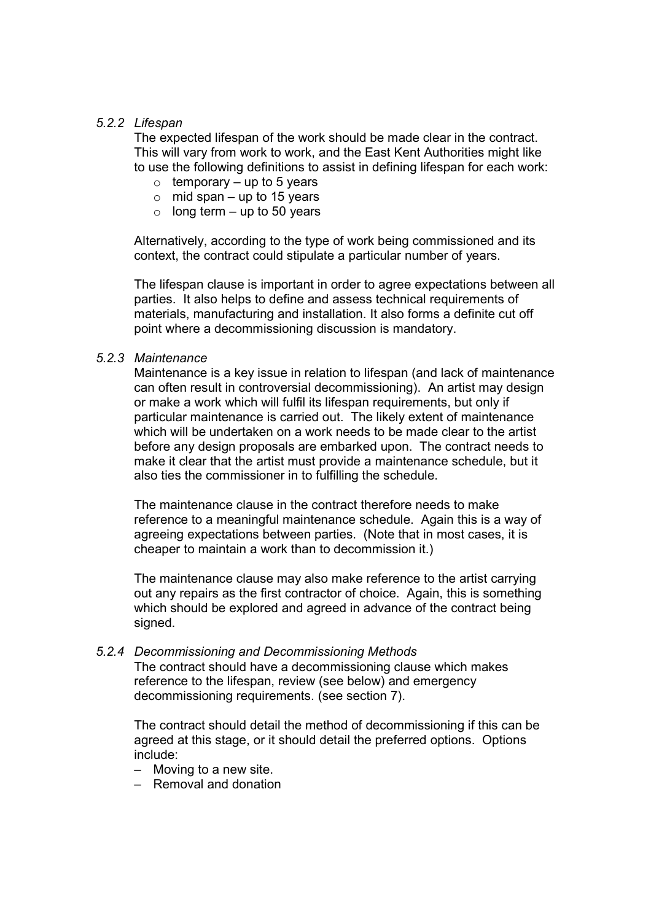#### *5.2.2 Lifespan*

The expected lifespan of the work should be made clear in the contract. This will vary from work to work, and the East Kent Authorities might like to use the following definitions to assist in defining lifespan for each work:

- temporary – up to 5 years
- mid span – up to 15 years
- long term – up to 50 years

Alternatively, according to the type of work being commissioned and its context, the contract could stipulate a particular number of years.

The lifespan clause is important in order to agree expectations between all parties. It also helps to define and assess technical requirements of materials, manufacturing and installation. It also forms a definite cut off point where a decommissioning discussion is mandatory.

#### *5.2.3 Maintenance*

Maintenance is a key issue in relation to lifespan (and lack of maintenance can often result in controversial decommissioning). An artist may design or make a work which will fulfil its lifespan requirements, but only if particular maintenance is carried out. The likely extent of maintenance which will be undertaken on a work needs to be made clear to the artist before any design proposals are embarked upon. The contract needs to make it clear that the artist must provide a maintenance schedule, but it also ties the commissioner in to fulfilling the schedule.

The maintenance clause in the contract therefore needs to make reference to a meaningful maintenance schedule. Again this is a way of agreeing expectations between parties. (Note that in most cases, it is cheaper to maintain a work than to decommission it.)

The maintenance clause may also make reference to the artist carrying out any repairs as the first contractor of choice. Again, this is something which should be explored and agreed in advance of the contract being signed.

#### *5.2.4 Decommissioning and Decommissioning Methods*

The contract should have a decommissioning clause which makes reference to the lifespan, review (see below) and emergency decommissioning requirements. (see section 7).

The contract should detail the method of decommissioning if this can be agreed at this stage, or it should detail the preferred options. Options include:

- Moving to a new site.
- Removal and donation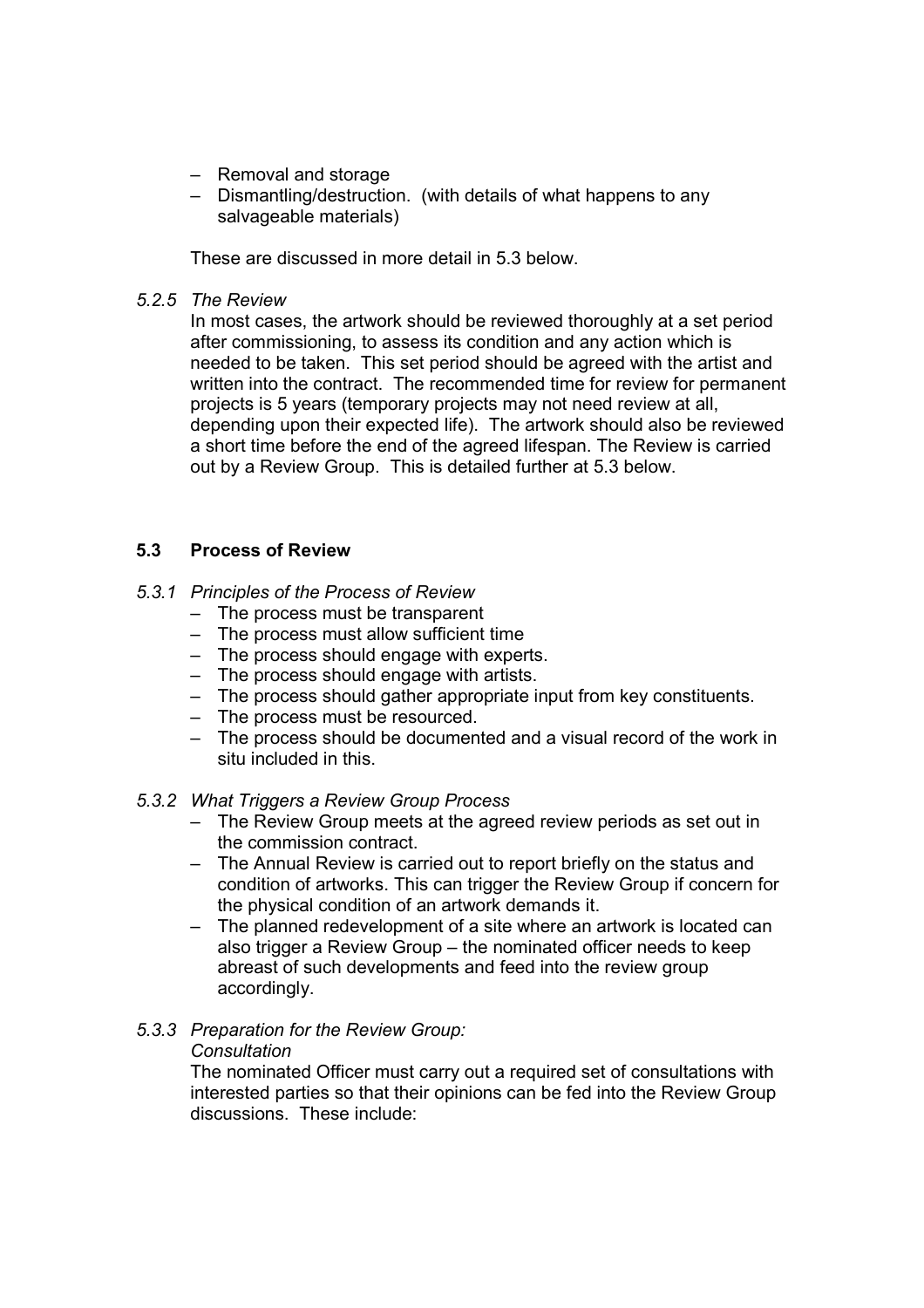- Removal and storage
- Dismantling/destruction. (with details of what happens to any salvageable materials)

These are discussed in more detail in 5.3 below.

*5.2.5 The Review*

In most cases, the artwork should be reviewed thoroughly at a set period after commissioning, to assess its condition and any action which is needed to be taken. This set period should be agreed with the artist and written into the contract. The recommended time for review for permanent projects is 5 years (temporary projects may not need review at all, depending upon their expected life). The artwork should also be reviewed a short time before the end of the agreed lifespan. The Review is carried out by a Review Group. This is detailed further at 5.3 below.

## 5.3 Process of Review

*5.3.1 Principles of the Process of Review*

- The process must be transparent
- The process must allow sufficient time
- The process should engage with experts.
- The process should engage with artists.
- The process should gather appropriate input from key constituents.
- The process must be resourced.
- The process should be documented and a visual record of the work in situ included in this.

*5.3.2 What Triggers a Review Group Process*

- The Review Group meets at the agreed review periods as set out in the commission contract.
- The Annual Review is carried out to report briefly on the status and condition of artworks. This can trigger the Review Group if concern for the physical condition of an artwork demands it.
- The planned redevelopment of a site where an artwork is located can also trigger a Review Group – the nominated officer needs to keep abreast of such developments and feed into the review group accordingly.

*5.3.3 Preparation for the Review Group:*
*Consultation*

The nominated Officer must carry out a required set of consultations with interested parties so that their opinions can be fed into the Review Group discussions. These include: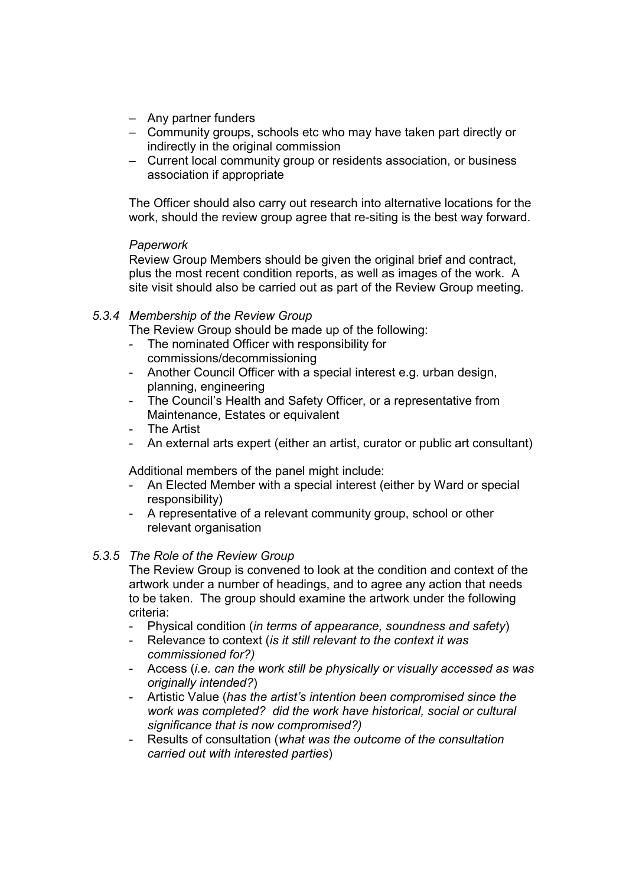- Any partner funders
- Community groups, schools etc who may have taken part directly or indirectly in the original commission
- Current local community group or residents association, or business association if appropriate

The Officer should also carry out research into alternative locations for the work, should the review group agree that re-siting is the best way forward.

*Paperwork*

Review Group Members should be given the original brief and contract, plus the most recent condition reports, as well as images of the work. A site visit should also be carried out as part of the Review Group meeting.

*5.3.4 Membership of the Review Group*

The Review Group should be made up of the following:

- The nominated Officer with responsibility for commissions/decommissioning
- Another Council Officer with a special interest e.g. urban design, planning, engineering
- The Council's Health and Safety Officer, or a representative from Maintenance, Estates or equivalent
- The Artist
- An external arts expert (either an artist, curator or public art consultant)

Additional members of the panel might include:

- An Elected Member with a special interest (either by Ward or special responsibility)
- A representative of a relevant community group, school or other relevant organisation

*5.3.5 The Role of the Review Group*

The Review Group is convened to look at the condition and context of the artwork under a number of headings, and to agree any action that needs to be taken. The group should examine the artwork under the following criteria:

- Physical condition (*in terms of appearance, soundness and safety*)
- Relevance to context (*is it still relevant to the context it was commissioned for?)*
- Access (*i.e. can the work still be physically or visually accessed as was originally intended?*)
- Artistic Value (*has the artist's intention been compromised since the work was completed? did the work have historical, social or cultural significance that is now compromised?)*
- Results of consultation (*what was the outcome of the consultation carried out with interested parties*)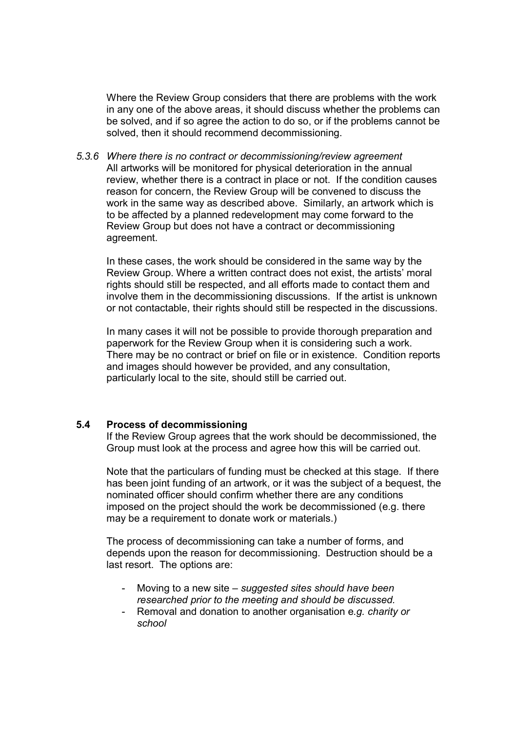Where the Review Group considers that there are problems with the work in any one of the above areas, it should discuss whether the problems can be solved, and if so agree the action to do so, or if the problems cannot be solved, then it should recommend decommissioning.

*5.3.6 Where there is no contract or decommissioning/review agreement*

All artworks will be monitored for physical deterioration in the annual review, whether there is a contract in place or not. If the condition causes reason for concern, the Review Group will be convened to discuss the work in the same way as described above. Similarly, an artwork which is to be affected by a planned redevelopment may come forward to the Review Group but does not have a contract or decommissioning agreement.

In these cases, the work should be considered in the same way by the Review Group. Where a written contract does not exist, the artists' moral rights should still be respected, and all efforts made to contact them and involve them in the decommissioning discussions. If the artist is unknown or not contactable, their rights should still be respected in the discussions.

In many cases it will not be possible to provide thorough preparation and paperwork for the Review Group when it is considering such a work. There may be no contract or brief on file or in existence. Condition reports and images should however be provided, and any consultation, particularly local to the site, should still be carried out.

## 5.4 Process of decommissioning

If the Review Group agrees that the work should be decommissioned, the Group must look at the process and agree how this will be carried out.

Note that the particulars of funding must be checked at this stage. If there has been joint funding of an artwork, or it was the subject of a bequest, the nominated officer should confirm whether there are any conditions imposed on the project should the work be decommissioned (e.g. there may be a requirement to donate work or materials.)

The process of decommissioning can take a number of forms, and depends upon the reason for decommissioning. Destruction should be a last resort. The options are:

- Moving to a new site – *suggested sites should have been researched prior to the meeting and should be discussed.*
- Removal and donation to another organisation e*.g. charity or school*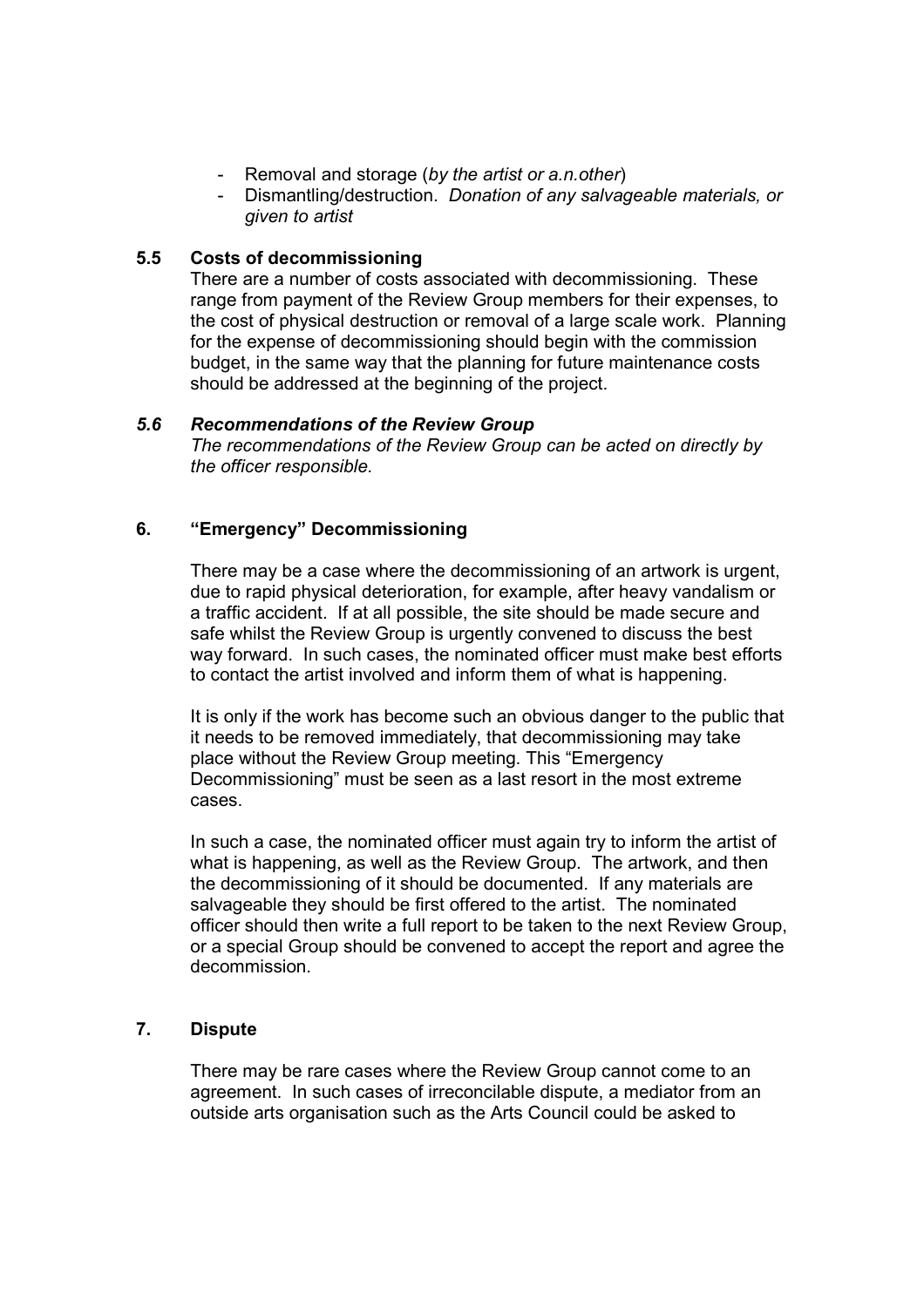- Removal and storage (*by the artist or a.n.other*)
- Dismantling/destruction. *Donation of any salvageable materials, or given to artist*

### 5.5 Costs of decommissioning

There are a number of costs associated with decommissioning. These range from payment of the Review Group members for their expenses, to the cost of physical destruction or removal of a large scale work. Planning for the expense of decommissioning should begin with the commission budget, in the same way that the planning for future maintenance costs should be addressed at the beginning of the project.

### *5.6 Recommendations of the Review Group*

*The recommendations of the Review Group can be acted on directly by the officer responsible.*

## 6. "Emergency" Decommissioning

There may be a case where the decommissioning of an artwork is urgent, due to rapid physical deterioration, for example, after heavy vandalism or a traffic accident. If at all possible, the site should be made secure and safe whilst the Review Group is urgently convened to discuss the best way forward. In such cases, the nominated officer must make best efforts to contact the artist involved and inform them of what is happening.

It is only if the work has become such an obvious danger to the public that it needs to be removed immediately, that decommissioning may take place without the Review Group meeting. This "Emergency Decommissioning" must be seen as a last resort in the most extreme cases.

In such a case, the nominated officer must again try to inform the artist of what is happening, as well as the Review Group. The artwork, and then the decommissioning of it should be documented. If any materials are salvageable they should be first offered to the artist. The nominated officer should then write a full report to be taken to the next Review Group, or a special Group should be convened to accept the report and agree the decommission.

## 7. Dispute

There may be rare cases where the Review Group cannot come to an agreement. In such cases of irreconcilable dispute, a mediator from an outside arts organisation such as the Arts Council could be asked to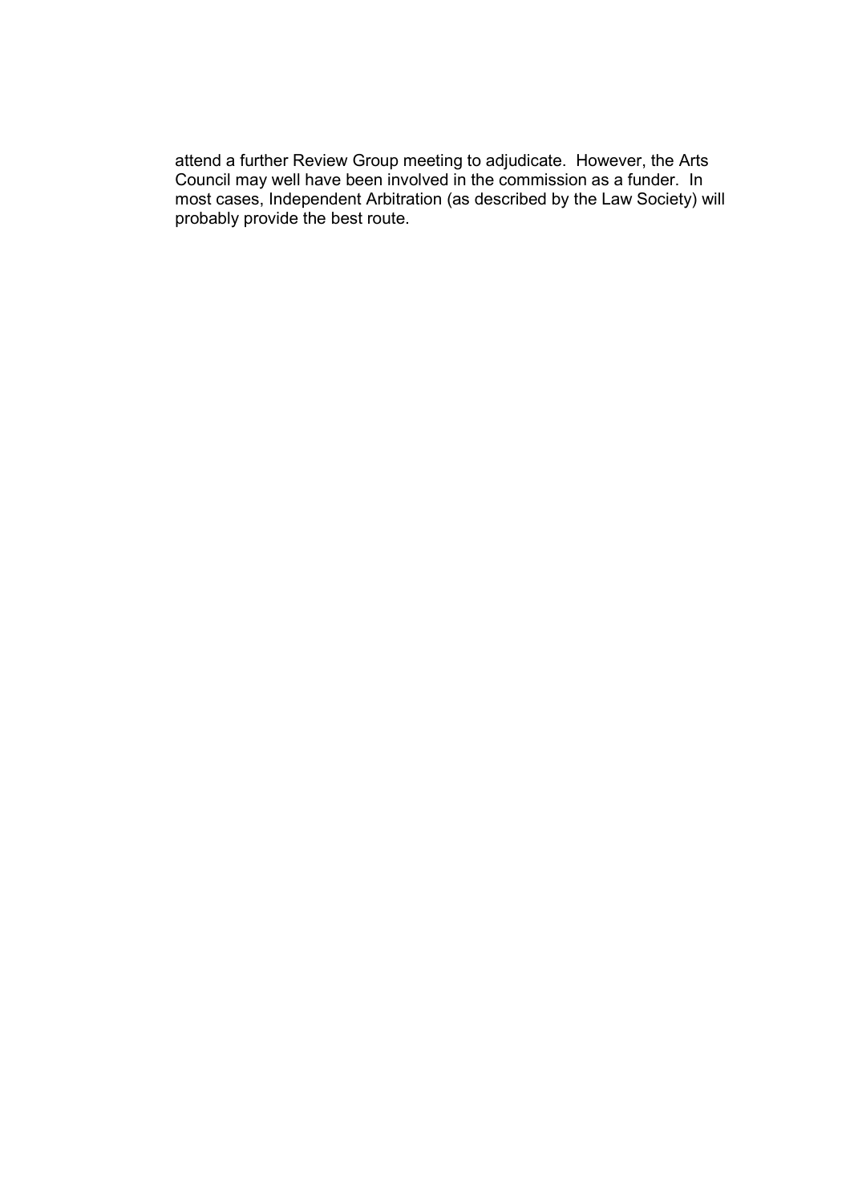attend a further Review Group meeting to adjudicate. However, the Arts Council may well have been involved in the commission as a funder. In most cases, Independent Arbitration (as described by the Law Society) will probably provide the best route.